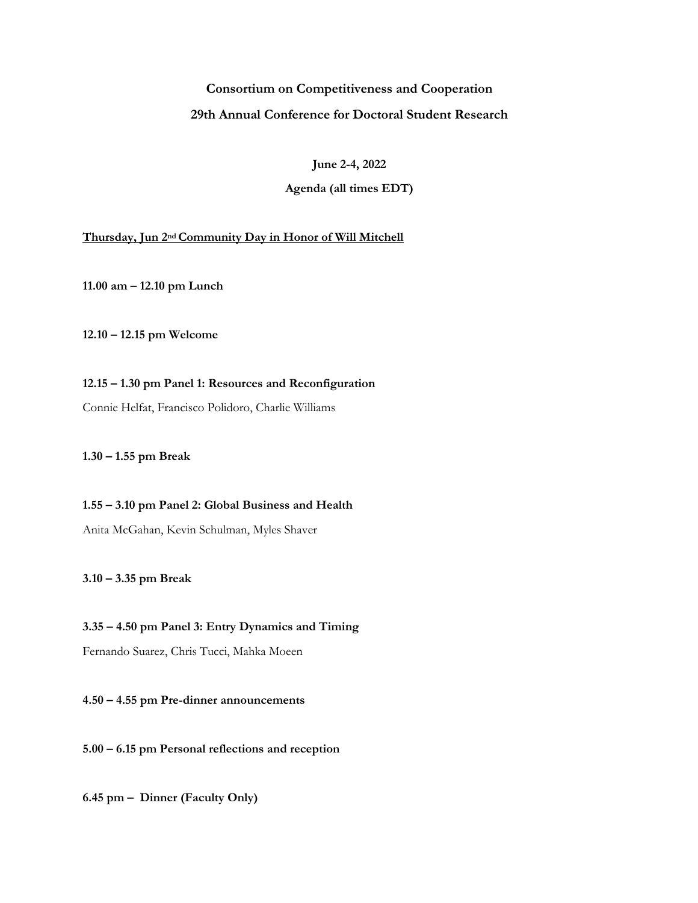**Consortium on Competitiveness and Cooperation**

**29th Annual Conference for Doctoral Student Research**

**June 2-4, 2022**

**Agenda (all times EDT)**

**Thursday, Jun 2nd Community Day in Honor of Will Mitchell**

**11.00 am – 12.10 pm Lunch**

**12.10 – 12.15 pm Welcome**

**12.15 – 1.30 pm Panel 1: Resources and Reconfiguration**

Connie Helfat, Francisco Polidoro, Charlie Williams

**1.30 – 1.55 pm Break**

**1.55 – 3.10 pm Panel 2: Global Business and Health**

Anita McGahan, Kevin Schulman, Myles Shaver

**3.10 – 3.35 pm Break**

**3.35 – 4.50 pm Panel 3: Entry Dynamics and Timing**

Fernando Suarez, Chris Tucci, Mahka Moeen

**4.50 – 4.55 pm Pre-dinner announcements**

**5.00 – 6.15 pm Personal reflections and reception**

**6.45 pm – Dinner (Faculty Only)**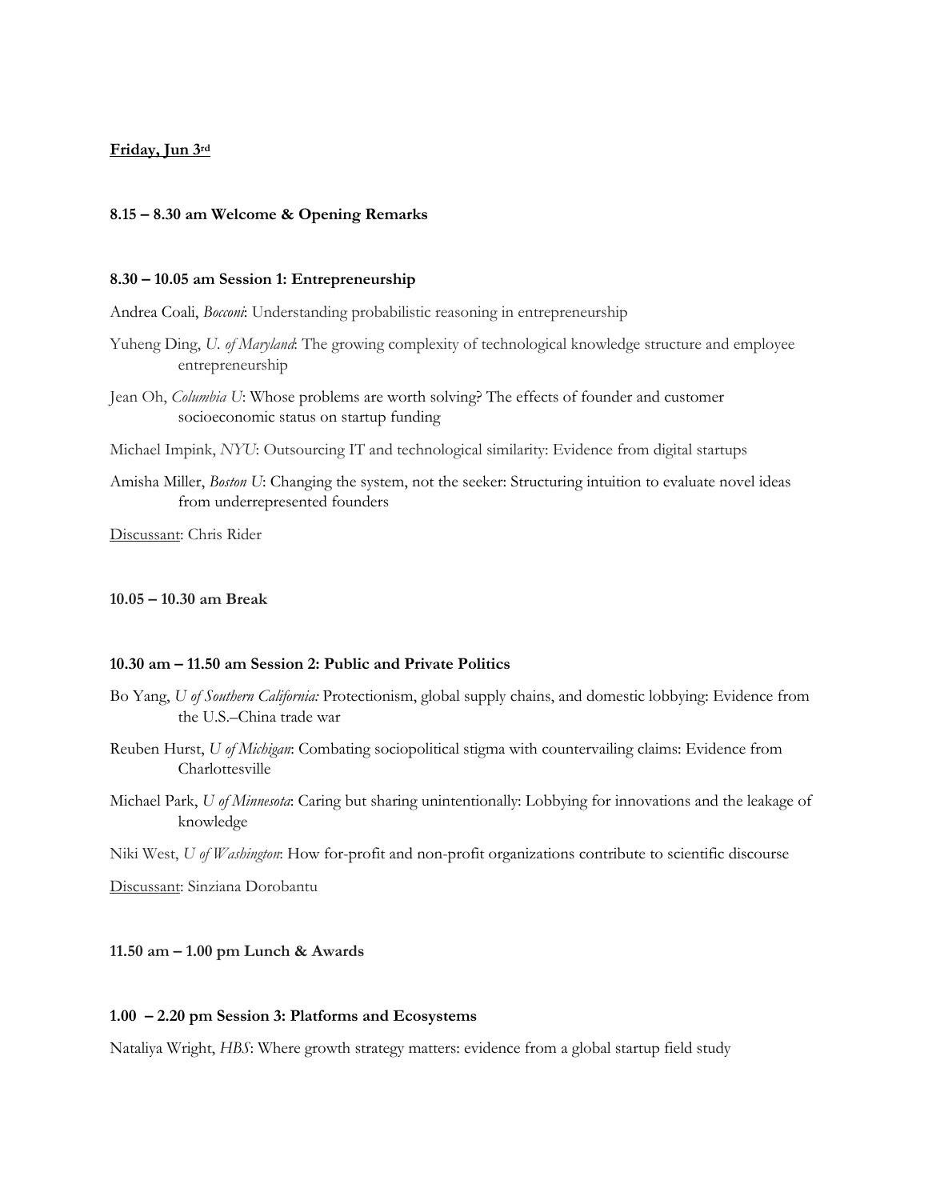**Friday, Jun 3rd**

**8.15 – 8.30 am Welcome & Opening Remarks**

**8.30 – 10.05 am Session 1: Entrepreneurship**

Andrea Coali, *Bocconi*: Understanding probabilistic reasoning in entrepreneurship

Yuheng Ding, *U. of Maryland*: The growing complexity of technological knowledge structure and employee entrepreneurship

Jean Oh, *Columbia U*: Whose problems are worth solving? The effects of founder and customer socioeconomic status on startup funding

Michael Impink, *NYU*: Outsourcing IT and technological similarity: Evidence from digital startups

Amisha Miller, *Boston U*: Changing the system, not the seeker: Structuring intuition to evaluate novel ideas from underrepresented founders

Discussant: Chris Rider

**10.05 – 10.30 am Break**

**10.30 am – 11.50 am Session 2: Public and Private Politics**

Bo Yang, *U of Southern California:* Protectionism, global supply chains, and domestic lobbying: Evidence from the U.S.–China trade war

Reuben Hurst, *U of Michigan*: Combating sociopolitical stigma with countervailing claims: Evidence from Charlottesville

Michael Park, *U of Minnesota*: Caring but sharing unintentionally: Lobbying for innovations and the leakage of knowledge

Niki West, *U of Washington*: How for-profit and non-profit organizations contribute to scientific discourse

Discussant: Sinziana Dorobantu

**11.50 am – 1.00 pm Lunch & Awards**

**1.00 – 2.20 pm Session 3: Platforms and Ecosystems**

Nataliya Wright, *HBS*: Where growth strategy matters: evidence from a global startup field study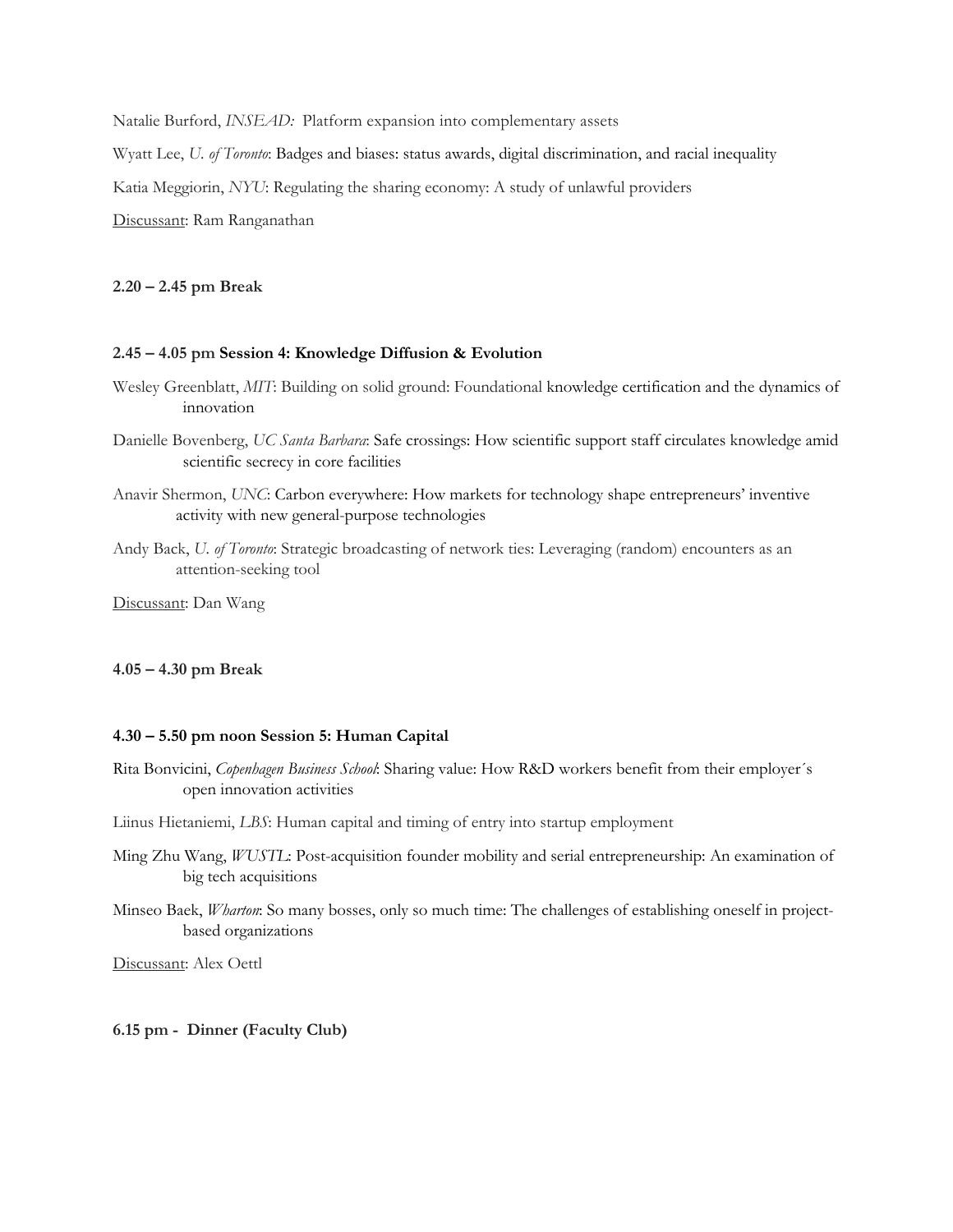Natalie Burford, *INSEAD:* Platform expansion into complementary assets

Wyatt Lee, *U. of Toronto*: Badges and biases: status awards, digital discrimination, and racial inequality

Katia Meggiorin, *NYU*: Regulating the sharing economy: A study of unlawful providers

Discussant: Ram Ranganathan

**2.20 – 2.45 pm Break**

**2.45 – 4.05 pm Session 4: Knowledge Diffusion & Evolution**

Wesley Greenblatt, *MIT*: Building on solid ground: Foundational knowledge certification and the dynamics of innovation

Danielle Bovenberg, *UC Santa Barbara*: Safe crossings: How scientific support staff circulates knowledge amid scientific secrecy in core facilities

Anavir Shermon, *UNC*: Carbon everywhere: How markets for technology shape entrepreneurs' inventive activity with new general-purpose technologies

Andy Back, *U. of Toronto*: Strategic broadcasting of network ties: Leveraging (random) encounters as an attention-seeking tool

Discussant: Dan Wang

**4.05 – 4.30 pm Break**

**4.30 – 5.50 pm noon Session 5: Human Capital**

Rita Bonvicini, *Copenhagen Business School*: Sharing value: How R&D workers benefit from their employer´s open innovation activities

Liinus Hietaniemi, *LBS*: Human capital and timing of entry into startup employment

Ming Zhu Wang, *WUSTL*: Post-acquisition founder mobility and serial entrepreneurship: An examination of big tech acquisitions

Minseo Baek, *Wharton*: So many bosses, only so much time: The challenges of establishing oneself in project-based organizations

Discussant: Alex Oettl

**6.15 pm - Dinner (Faculty Club)**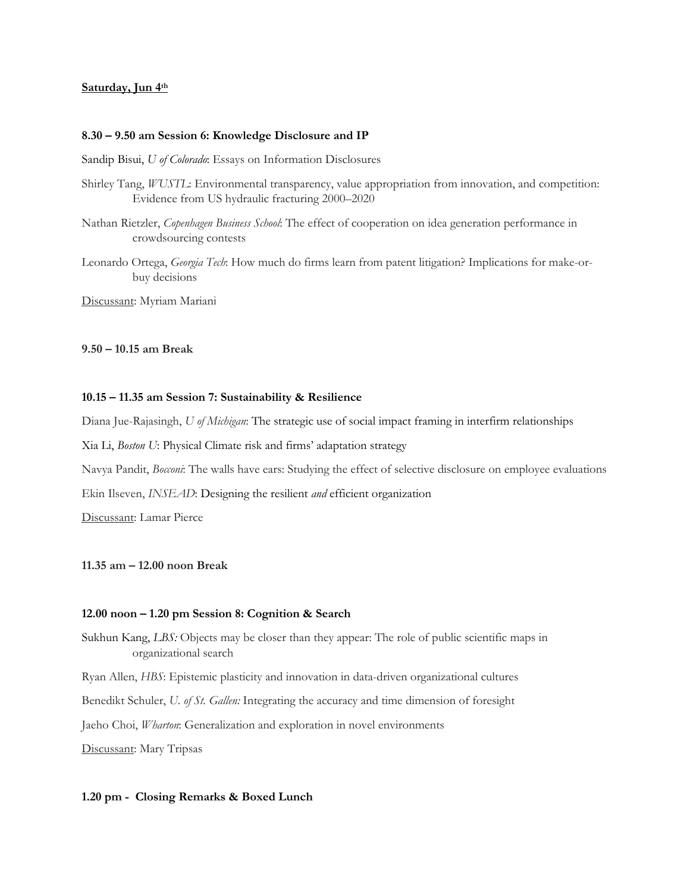**Saturday, Jun 4th**

**8.30 – 9.50 am Session 6: Knowledge Disclosure and IP**

Sandip Bisui, *U of Colorado*: Essays on Information Disclosures

Shirley Tang, *WUSTL*: Environmental transparency, value appropriation from innovation, and competition: Evidence from US hydraulic fracturing 2000–2020

Nathan Rietzler, *Copenhagen Business School*: The effect of cooperation on idea generation performance in crowdsourcing contests

Leonardo Ortega, *Georgia Tech*: How much do firms learn from patent litigation? Implications for make-or-buy decisions

Discussant: Myriam Mariani

**9.50 – 10.15 am Break**

**10.15 – 11.35 am Session 7: Sustainability & Resilience**

Diana Jue-Rajasingh, *U of Michigan*: The strategic use of social impact framing in interfirm relationships

Xia Li, *Boston U*: Physical Climate risk and firms' adaptation strategy

Navya Pandit, *Bocconi*: The walls have ears: Studying the effect of selective disclosure on employee evaluations

Ekin Ilseven, *INSEAD*: Designing the resilient *and* efficient organization

Discussant: Lamar Pierce

**11.35 am – 12.00 noon Break**

**12.00 noon – 1.20 pm Session 8: Cognition & Search**

Sukhun Kang, *LBS:* Objects may be closer than they appear: The role of public scientific maps in organizational search

Ryan Allen, *HBS*: Epistemic plasticity and innovation in data-driven organizational cultures

Benedikt Schuler, *U. of St. Gallen:* Integrating the accuracy and time dimension of foresight

Jaeho Choi, *Wharton*: Generalization and exploration in novel environments

Discussant: Mary Tripsas

**1.20 pm - Closing Remarks & Boxed Lunch**